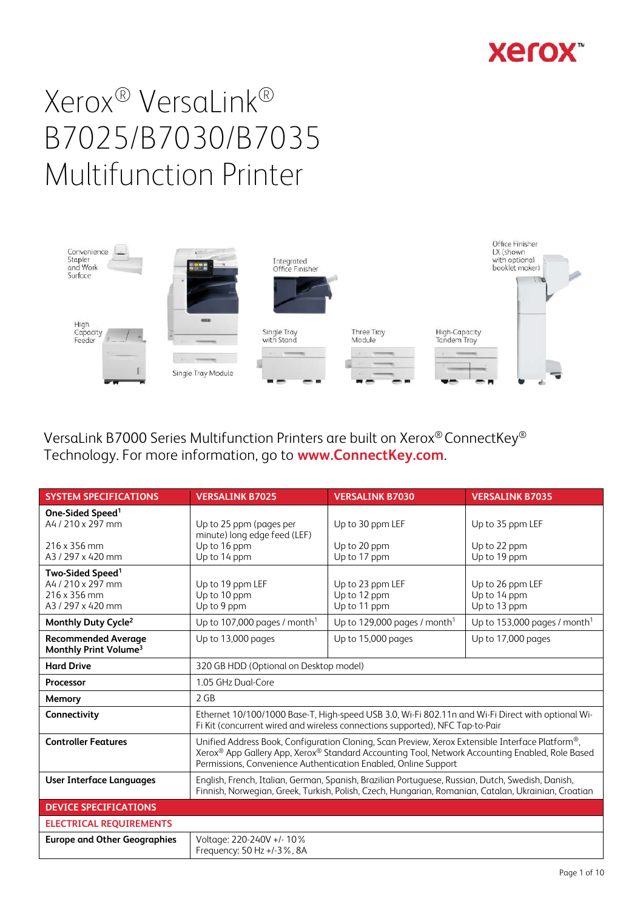# Xerox® VersaLink® B7025/B7030/B7035 Multifunction Printer

VersaLink B7000 Series Multifunction Printers are built on Xerox® ConnectKey® Technology. For more information, go to **www.ConnectKey.com**.

| SYSTEM SPECIFICATIONS | VERSALINK B7025 | VERSALINK B7030 | VERSALINK B7035 |
|---|---|---|---|
| **One-Sided Speed**[1]<br>A4 / 210 x 297 mm<br>216 x 356 mm<br>A3 / 297 x 420 mm | Up to 25 ppm (pages per minute) long edge feed (LEF)<br>Up to 16 ppm<br>Up to 14 ppm | Up to 30 ppm LEF<br>Up to 20 ppm<br>Up to 17 ppm | Up to 35 ppm LEF<br>Up to 22 ppm<br>Up to 19 ppm |
| **Two-Sided Speed**[1]<br>A4 / 210 x 297 mm<br>216 x 356 mm<br>A3 / 297 x 420 mm | Up to 19 ppm LEF<br>Up to 10 ppm<br>Up to 9 ppm | Up to 23 ppm LEF<br>Up to 12 ppm<br>Up to 11 ppm | Up to 26 ppm LEF<br>Up to 14 ppm<br>Up to 13 ppm |
| **Monthly Duty Cycle**[2] | Up to 107,000 pages / month[1] | Up to 129,000 pages / month[1] | Up to 153,000 pages / month[1] |
| **Recommended Average Monthly Print Volume**[3] | Up to 13,000 pages | Up to 15,000 pages | Up to 17,000 pages |
| **Hard Drive** | 320 GB HDD (Optional on Desktop model) | | |
| **Processor** | 1.05 GHz Dual-Core | | |
| **Memory** | 2 GB | | |
| **Connectivity** | Ethernet 10/100/1000 Base-T, High-speed USB 3.0, Wi-Fi 802.11n and Wi-Fi Direct with optional Wi-Fi Kit (concurrent wired and wireless connections supported), NFC Tap-to-Pair | | |
| **Controller Features** | Unified Address Book, Configuration Cloning, Scan Preview, Xerox Extensible Interface Platform®, Xerox® App Gallery App, Xerox® Standard Accounting Tool, Network Accounting Enabled, Role Based Permissions, Convenience Authentication Enabled, Online Support | | |
| **User Interface Languages** | English, French, Italian, German, Spanish, Brazilian Portuguese, Russian, Dutch, Swedish, Danish, Finnish, Norwegian, Greek, Turkish, Polish, Czech, Hungarian, Romanian, Catalan, Ukrainian, Croatian | | |
| **DEVICE SPECIFICATIONS** | | | |
| **ELECTRICAL REQUIREMENTS** | | | |
| **Europe and Other Geographies** | Voltage: 220-240V +/- 10%<br>Frequency: 50 Hz +/-3%, 8A | | |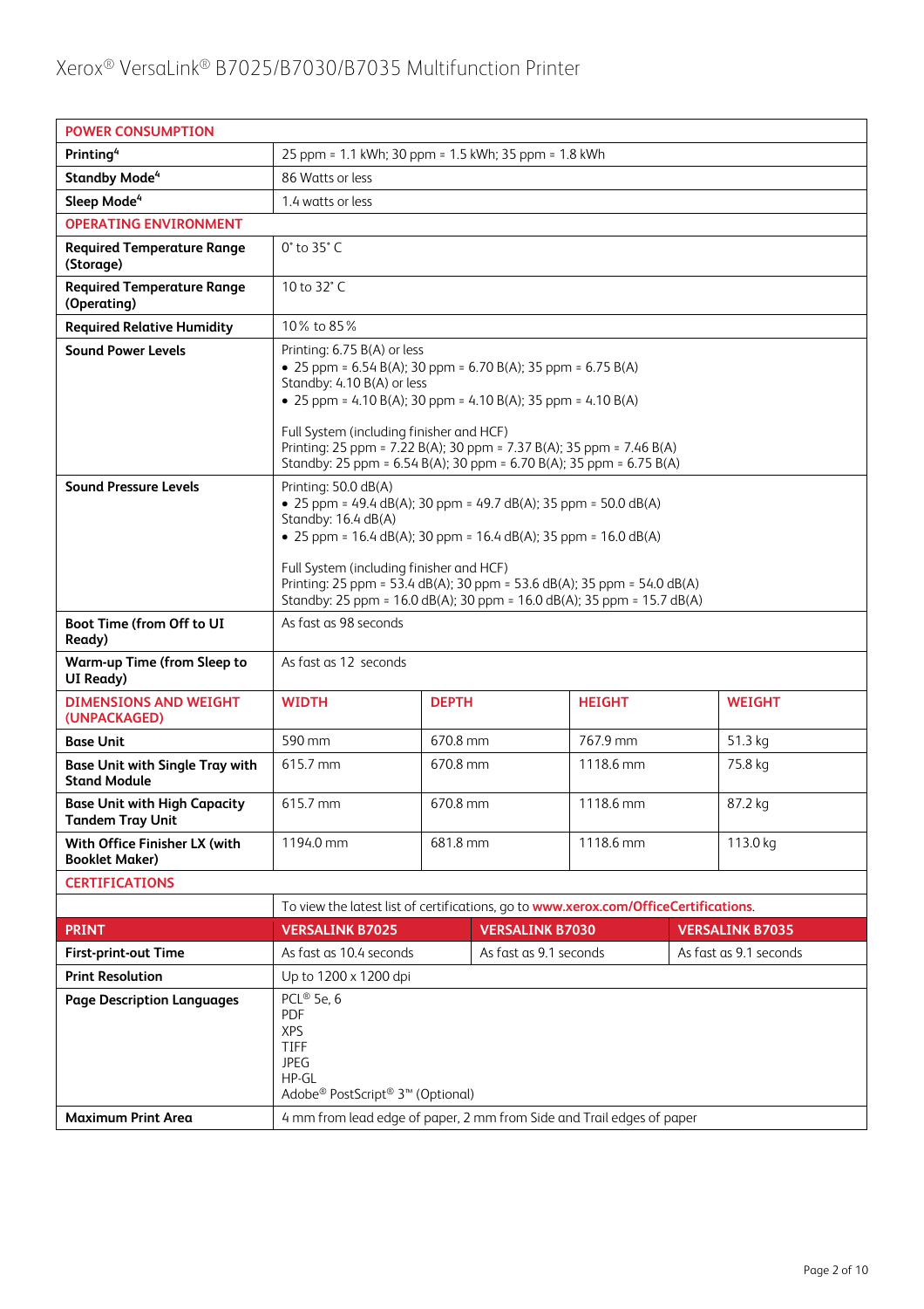| POWER CONSUMPTION | | | | |
|---|---|---|---|---|
| Printing[4] | 25 ppm = 1.1 kWh; 30 ppm = 1.5 kWh; 35 ppm = 1.8 kWh | | | |
| Standby Mode[4] | 86 Watts or less | | | |
| Sleep Mode[4] | 1.4 watts or less | | | |
| **OPERATING ENVIRONMENT** | | | | |
| Required Temperature Range (Storage) | 0° to 35° C | | | |
| Required Temperature Range (Operating) | 10 to 32° C | | | |
| Required Relative Humidity | 10% to 85% | | | |
| Sound Power Levels | Printing: 6.75 B(A) or less<br>• 25 ppm = 6.54 B(A); 30 ppm = 6.70 B(A); 35 ppm = 6.75 B(A)<br>Standby: 4.10 B(A) or less<br>• 25 ppm = 4.10 B(A); 30 ppm = 4.10 B(A); 35 ppm = 4.10 B(A)<br><br>Full System (including finisher and HCF)<br>Printing: 25 ppm = 7.22 B(A); 30 ppm = 7.37 B(A); 35 ppm = 7.46 B(A)<br>Standby: 25 ppm = 6.54 B(A); 30 ppm = 6.70 B(A); 35 ppm = 6.75 B(A) | | | |
| Sound Pressure Levels | Printing: 50.0 dB(A)<br>• 25 ppm = 49.4 dB(A); 30 ppm = 49.7 dB(A); 35 ppm = 50.0 dB(A)<br>Standby: 16.4 dB(A)<br>• 25 ppm = 16.4 dB(A); 30 ppm = 16.4 dB(A); 35 ppm = 16.0 dB(A)<br><br>Full System (including finisher and HCF)<br>Printing: 25 ppm = 53.4 dB(A); 30 ppm = 53.6 dB(A); 35 ppm = 54.0 dB(A)<br>Standby: 25 ppm = 16.0 dB(A); 30 ppm = 16.0 dB(A); 35 ppm = 15.7 dB(A) | | | |
| Boot Time (from Off to UI Ready) | As fast as 98 seconds | | | |
| Warm-up Time (from Sleep to UI Ready) | As fast as 12 seconds | | | |
| **DIMENSIONS AND WEIGHT (UNPACKAGED)** | **WIDTH** | **DEPTH** | **HEIGHT** | **WEIGHT** |
| Base Unit | 590 mm | 670.8 mm | 767.9 mm | 51.3 kg |
| Base Unit with Single Tray with Stand Module | 615.7 mm | 670.8 mm | 1118.6 mm | 75.8 kg |
| Base Unit with High Capacity Tandem Tray Unit | 615.7 mm | 670.8 mm | 1118.6 mm | 87.2 kg |
| With Office Finisher LX (with Booklet Maker) | 1194.0 mm | 681.8 mm | 1118.6 mm | 113.0 kg |
| **CERTIFICATIONS** | | | | |
| | To view the latest list of certifications, go to www.xerox.com/OfficeCertifications. | | | |

| PRINT | VERSALINK B7025 | VERSALINK B7030 | VERSALINK B7035 |
|---|---|---|---|
| First-print-out Time | As fast as 10.4 seconds | As fast as 9.1 seconds | As fast as 9.1 seconds |
| Print Resolution | Up to 1200 x 1200 dpi | | |
| Page Description Languages | PCL® 5e, 6<br>PDF<br>XPS<br>TIFF<br>JPEG<br>HP-GL<br>Adobe® PostScript® 3™ (Optional) | | |
| Maximum Print Area | 4 mm from lead edge of paper, 2 mm from Side and Trail edges of paper | | |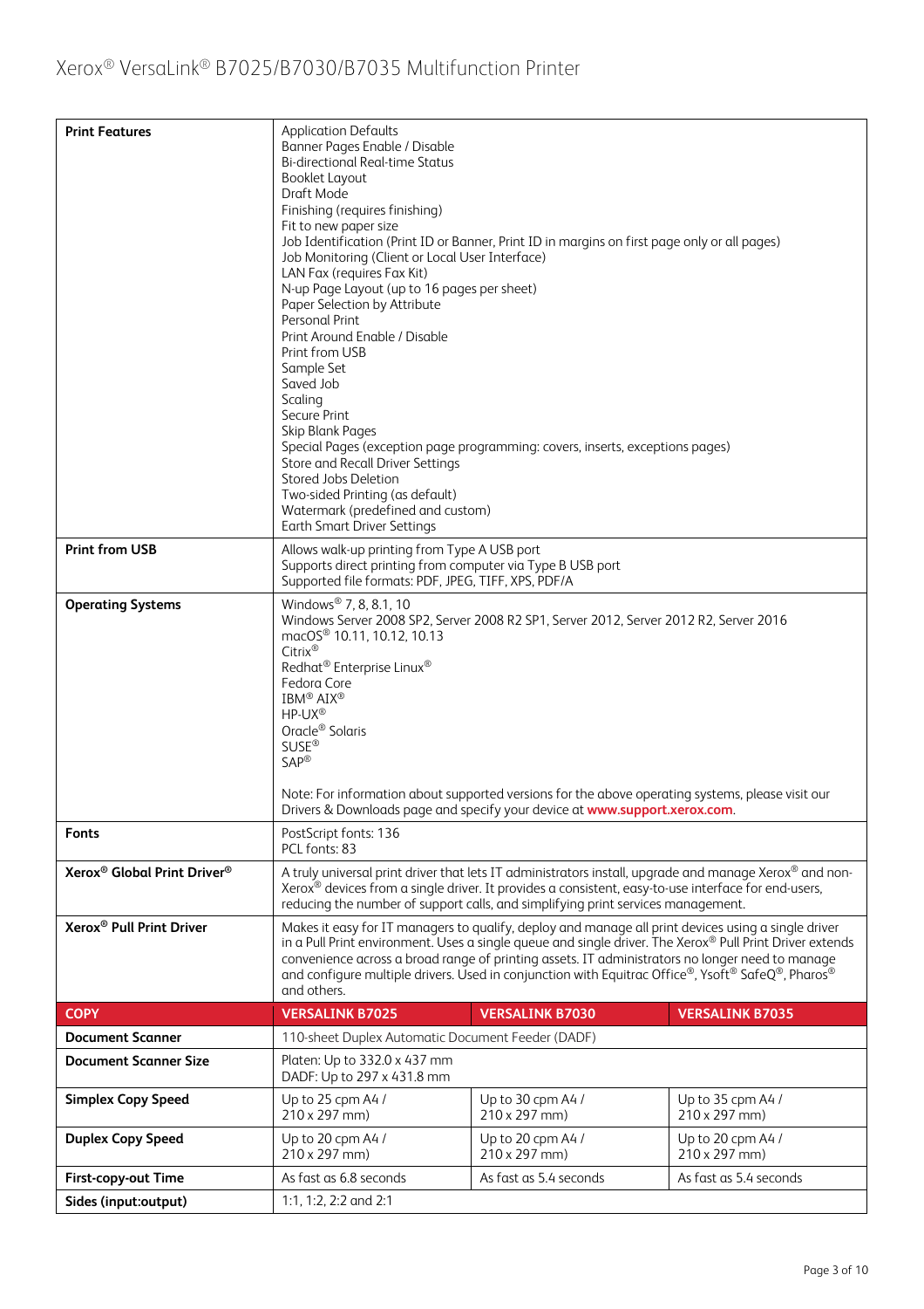| Print Features | Application Defaults<br>Banner Pages Enable / Disable<br>Bi-directional Real-time Status<br>Booklet Layout<br>Draft Mode<br>Finishing (requires finishing)<br>Fit to new paper size<br>Job Identification (Print ID or Banner, Print ID in margins on first page only or all pages)<br>Job Monitoring (Client or Local User Interface)<br>LAN Fax (requires Fax Kit)<br>N-up Page Layout (up to 16 pages per sheet)<br>Paper Selection by Attribute<br>Personal Print<br>Print Around Enable / Disable<br>Print from USB<br>Sample Set<br>Saved Job<br>Scaling<br>Secure Print<br>Skip Blank Pages<br>Special Pages (exception page programming: covers, inserts, exceptions pages)<br>Store and Recall Driver Settings<br>Stored Jobs Deletion<br>Two-sided Printing (as default)<br>Watermark (predefined and custom)<br>Earth Smart Driver Settings | | |
|---|---|---|---|
| Print from USB | Allows walk-up printing from Type A USB port<br>Supports direct printing from computer via Type B USB port<br>Supported file formats: PDF, JPEG, TIFF, XPS, PDF/A | | |
| Operating Systems | Windows® 7, 8, 8.1, 10<br>Windows Server 2008 SP2, Server 2008 R2 SP1, Server 2012, Server 2012 R2, Server 2016<br>macOS® 10.11, 10.12, 10.13<br>Citrix®<br>Redhat® Enterprise Linux®<br>Fedora Core<br>IBM® AIX®<br>HP-UX®<br>Oracle® Solaris<br>SUSE®<br>SAP®<br><br>Note: For information about supported versions for the above operating systems, please visit our Drivers & Downloads page and specify your device at **www.support.xerox.com**. | | |
| Fonts | PostScript fonts: 136<br>PCL fonts: 83 | | |
| Xerox® Global Print Driver® | A truly universal print driver that lets IT administrators install, upgrade and manage Xerox® and non-Xerox® devices from a single driver. It provides a consistent, easy-to-use interface for end-users, reducing the number of support calls, and simplifying print services management. | | |
| Xerox® Pull Print Driver | Makes it easy for IT managers to qualify, deploy and manage all print devices using a single driver in a Pull Print environment. Uses a single queue and single driver. The Xerox® Pull Print Driver extends convenience across a broad range of printing assets. IT administrators no longer need to manage and configure multiple drivers. Used in conjunction with Equitrac Office®, Ysoft® SafeQ®, Pharos® and others. | | |
| **COPY** | **VERSALINK B7025** | **VERSALINK B7030** | **VERSALINK B7035** |
| Document Scanner | 110-sheet Duplex Automatic Document Feeder (DADF) | | |
| Document Scanner Size | Platen: Up to 332.0 x 437 mm<br>DADF: Up to 297 x 431.8 mm | | |
| Simplex Copy Speed | Up to 25 cpm A4 / 210 x 297 mm) | Up to 30 cpm A4 / 210 x 297 mm) | Up to 35 cpm A4 / 210 x 297 mm) |
| Duplex Copy Speed | Up to 20 cpm A4 / 210 x 297 mm) | Up to 20 cpm A4 / 210 x 297 mm) | Up to 20 cpm A4 / 210 x 297 mm) |
| First-copy-out Time | As fast as 6.8 seconds | As fast as 5.4 seconds | As fast as 5.4 seconds |
| Sides (input:output) | 1:1, 1:2, 2:2 and 2:1 | | |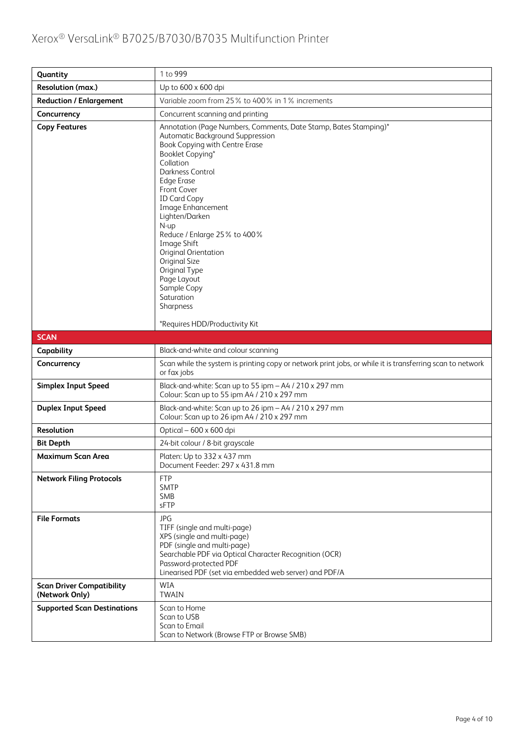| | |
|---|---|
| **Quantity** | 1 to 999 |
| **Resolution (max.)** | Up to 600 x 600 dpi |
| **Reduction / Enlargement** | Variable zoom from 25% to 400% in 1% increments |
| **Concurrency** | Concurrent scanning and printing |
| **Copy Features** | Annotation (Page Numbers, Comments, Date Stamp, Bates Stamping)*<br>Automatic Background Suppression<br>Book Copying with Centre Erase<br>Booklet Copying*<br>Collation<br>Darkness Control<br>Edge Erase<br>Front Cover<br>ID Card Copy<br>Image Enhancement<br>Lighten/Darken<br>N-up<br>Reduce / Enlarge 25% to 400%<br>Image Shift<br>Original Orientation<br>Original Size<br>Original Type<br>Page Layout<br>Sample Copy<br>Saturation<br>Sharpness<br><br>*Requires HDD/Productivity Kit |
| **SCAN** | |
| **Capability** | Black-and-white and colour scanning |
| **Concurrency** | Scan while the system is printing copy or network print jobs, or while it is transferring scan to network or fax jobs |
| **Simplex Input Speed** | Black-and-white: Scan up to 55 ipm – A4 / 210 x 297 mm<br>Colour: Scan up to 55 ipm A4 / 210 x 297 mm |
| **Duplex Input Speed** | Black-and-white: Scan up to 26 ipm – A4 / 210 x 297 mm<br>Colour: Scan up to 26 ipm A4 / 210 x 297 mm |
| **Resolution** | Optical – 600 x 600 dpi |
| **Bit Depth** | 24-bit colour / 8-bit grayscale |
| **Maximum Scan Area** | Platen: Up to 332 x 437 mm<br>Document Feeder: 297 x 431.8 mm |
| **Network Filing Protocols** | FTP<br>SMTP<br>SMB<br>sFTP |
| **File Formats** | JPG<br>TIFF (single and multi-page)<br>XPS (single and multi-page)<br>PDF (single and multi-page)<br>Searchable PDF via Optical Character Recognition (OCR)<br>Password-protected PDF<br>Linearised PDF (set via embedded web server) and PDF/A |
| **Scan Driver Compatibility (Network Only)** | WIA<br>TWAIN |
| **Supported Scan Destinations** | Scan to Home<br>Scan to USB<br>Scan to Email<br>Scan to Network (Browse FTP or Browse SMB) |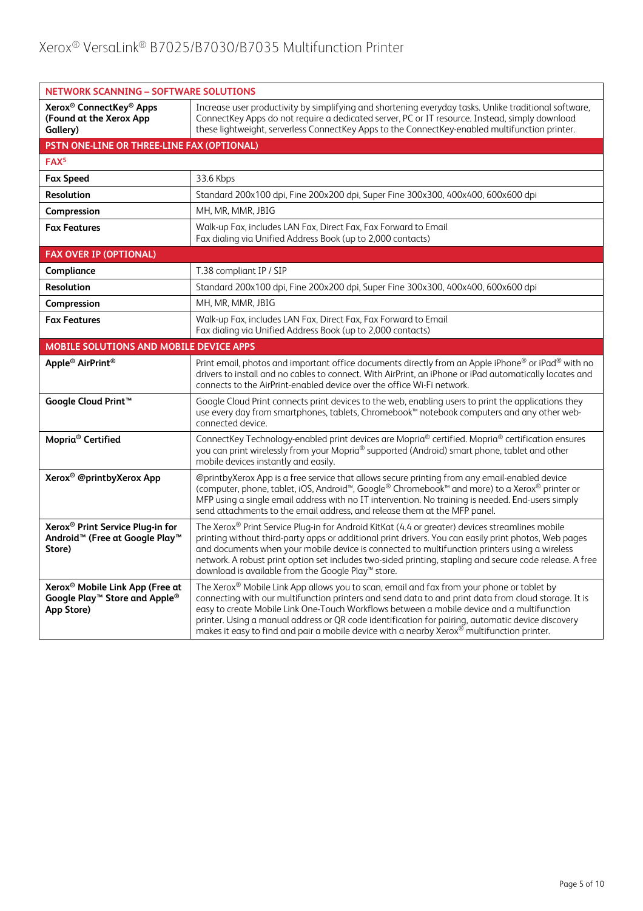| NETWORK SCANNING – SOFTWARE SOLUTIONS | |
|---|---|
| **Xerox® ConnectKey® Apps (Found at the Xerox App Gallery)** | Increase user productivity by simplifying and shortening everyday tasks. Unlike traditional software, ConnectKey Apps do not require a dedicated server, PC or IT resource. Instead, simply download these lightweight, serverless ConnectKey Apps to the ConnectKey-enabled multifunction printer. |
| **PSTN ONE-LINE OR THREE-LINE FAX (OPTIONAL)** | |
| **FAX[5]** | |
| **Fax Speed** | 33.6 Kbps |
| **Resolution** | Standard 200x100 dpi, Fine 200x200 dpi, Super Fine 300x300, 400x400, 600x600 dpi |
| **Compression** | MH, MR, MMR, JBIG |
| **Fax Features** | Walk-up Fax, includes LAN Fax, Direct Fax, Fax Forward to Email<br>Fax dialing via Unified Address Book (up to 2,000 contacts) |
| **FAX OVER IP (OPTIONAL)** | |
| **Compliance** | T.38 compliant IP / SIP |
| **Resolution** | Standard 200x100 dpi, Fine 200x200 dpi, Super Fine 300x300, 400x400, 600x600 dpi |
| **Compression** | MH, MR, MMR, JBIG |
| **Fax Features** | Walk-up Fax, includes LAN Fax, Direct Fax, Fax Forward to Email<br>Fax dialing via Unified Address Book (up to 2,000 contacts) |
| **MOBILE SOLUTIONS AND MOBILE DEVICE APPS** | |
| **Apple® AirPrint®** | Print email, photos and important office documents directly from an Apple iPhone® or iPad® with no drivers to install and no cables to connect. With AirPrint, an iPhone or iPad automatically locates and connects to the AirPrint-enabled device over the office Wi-Fi network. |
| **Google Cloud Print™** | Google Cloud Print connects print devices to the web, enabling users to print the applications they use every day from smartphones, tablets, Chromebook™ notebook computers and any other web-connected device. |
| **Mopria® Certified** | ConnectKey Technology-enabled print devices are Mopria® certified. Mopria® certification ensures you can print wirelessly from your Mopria® supported (Android) smart phone, tablet and other mobile devices instantly and easily. |
| **Xerox® @printbyXerox App** | @printbyXerox App is a free service that allows secure printing from any email-enabled device (computer, phone, tablet, iOS, Android™, Google® Chromebook™ and more) to a Xerox® printer or MFP using a single email address with no IT intervention. No training is needed. End-users simply send attachments to the email address, and release them at the MFP panel. |
| **Xerox® Print Service Plug-in for Android™ (Free at Google Play™ Store)** | The Xerox® Print Service Plug-in for Android KitKat (4.4 or greater) devices streamlines mobile printing without third-party apps or additional print drivers. You can easily print photos, Web pages and documents when your mobile device is connected to multifunction printers using a wireless network. A robust print option set includes two-sided printing, stapling and secure code release. A free download is available from the Google Play™ store. |
| **Xerox® Mobile Link App (Free at Google Play™ Store and Apple® App Store)** | The Xerox® Mobile Link App allows you to scan, email and fax from your phone or tablet by connecting with our multifunction printers and send data to and print data from cloud storage. It is easy to create Mobile Link One-Touch Workflows between a mobile device and a multifunction printer. Using a manual address or QR code identification for pairing, automatic device discovery makes it easy to find and pair a mobile device with a nearby Xerox® multifunction printer. |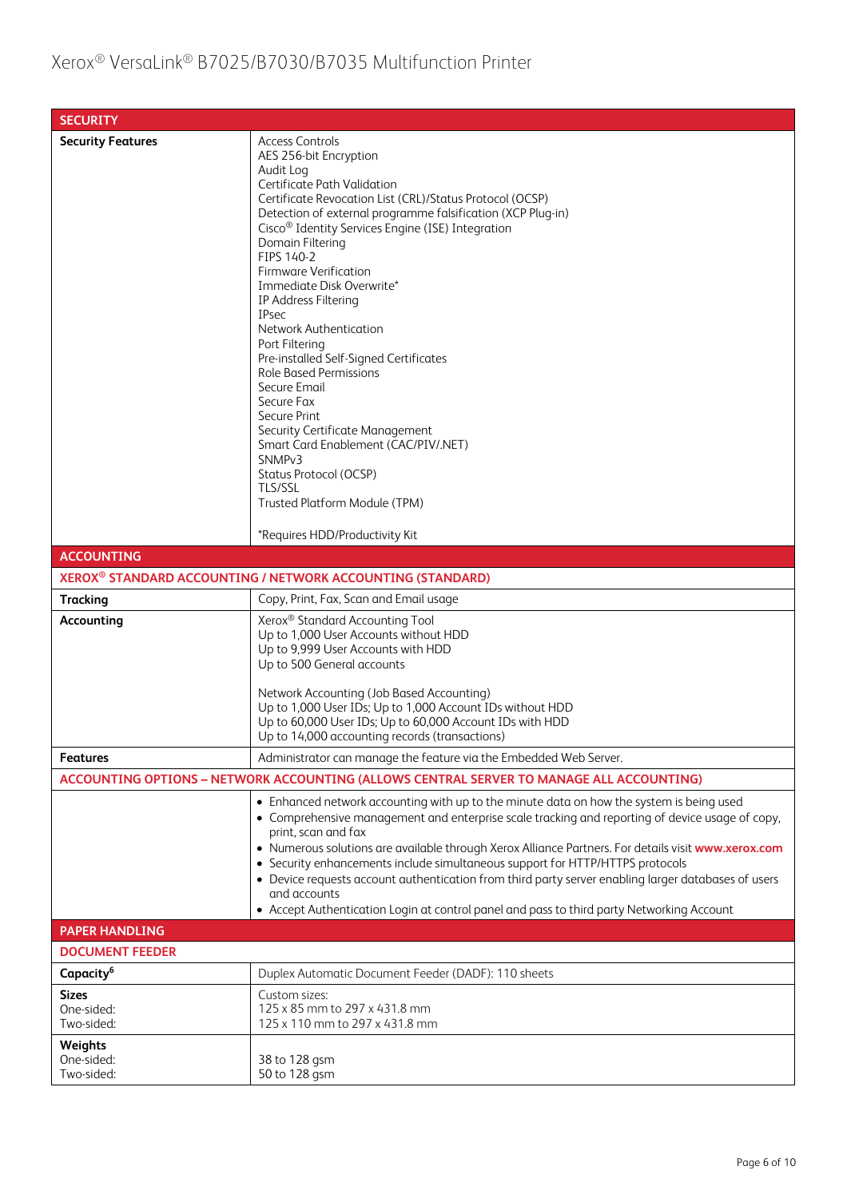| SECURITY | |
|---|---|
| **Security Features** | Access Controls<br>AES 256-bit Encryption<br>Audit Log<br>Certificate Path Validation<br>Certificate Revocation List (CRL)/Status Protocol (OCSP)<br>Detection of external programme falsification (XCP Plug-in)<br>Cisco® Identity Services Engine (ISE) Integration<br>Domain Filtering<br>FIPS 140-2<br>Firmware Verification<br>Immediate Disk Overwrite*<br>IP Address Filtering<br>IPsec<br>Network Authentication<br>Port Filtering<br>Pre-installed Self-Signed Certificates<br>Role Based Permissions<br>Secure Email<br>Secure Fax<br>Secure Print<br>Security Certificate Management<br>Smart Card Enablement (CAC/PIV/.NET)<br>SNMPv3<br>Status Protocol (OCSP)<br>TLS/SSL<br>Trusted Platform Module (TPM)<br><br>*Requires HDD/Productivity Kit |
| **ACCOUNTING** | |
| **XEROX® STANDARD ACCOUNTING / NETWORK ACCOUNTING (STANDARD)** | |
| **Tracking** | Copy, Print, Fax, Scan and Email usage |
| **Accounting** | Xerox® Standard Accounting Tool<br>Up to 1,000 User Accounts without HDD<br>Up to 9,999 User Accounts with HDD<br>Up to 500 General accounts<br><br>Network Accounting (Job Based Accounting)<br>Up to 1,000 User IDs; Up to 1,000 Account IDs without HDD<br>Up to 60,000 User IDs; Up to 60,000 Account IDs with HDD<br>Up to 14,000 accounting records (transactions) |
| **Features** | Administrator can manage the feature via the Embedded Web Server. |
| **ACCOUNTING OPTIONS – NETWORK ACCOUNTING (ALLOWS CENTRAL SERVER TO MANAGE ALL ACCOUNTING)** | |
| | • Enhanced network accounting with up to the minute data on how the system is being used<br>• Comprehensive management and enterprise scale tracking and reporting of device usage of copy, print, scan and fax<br>• Numerous solutions are available through Xerox Alliance Partners. For details visit www.xerox.com<br>• Security enhancements include simultaneous support for HTTP/HTTPS protocols<br>• Device requests account authentication from third party server enabling larger databases of users and accounts<br>• Accept Authentication Login at control panel and pass to third party Networking Account |
| **PAPER HANDLING** | |
| **DOCUMENT FEEDER** | |
| **Capacity**[6] | Duplex Automatic Document Feeder (DADF): 110 sheets |
| **Sizes**<br>One-sided:<br>Two-sided: | Custom sizes:<br>125 x 85 mm to 297 x 431.8 mm<br>125 x 110 mm to 297 x 431.8 mm |
| **Weights**<br>One-sided:<br>Two-sided: | <br>38 to 128 gsm<br>50 to 128 gsm |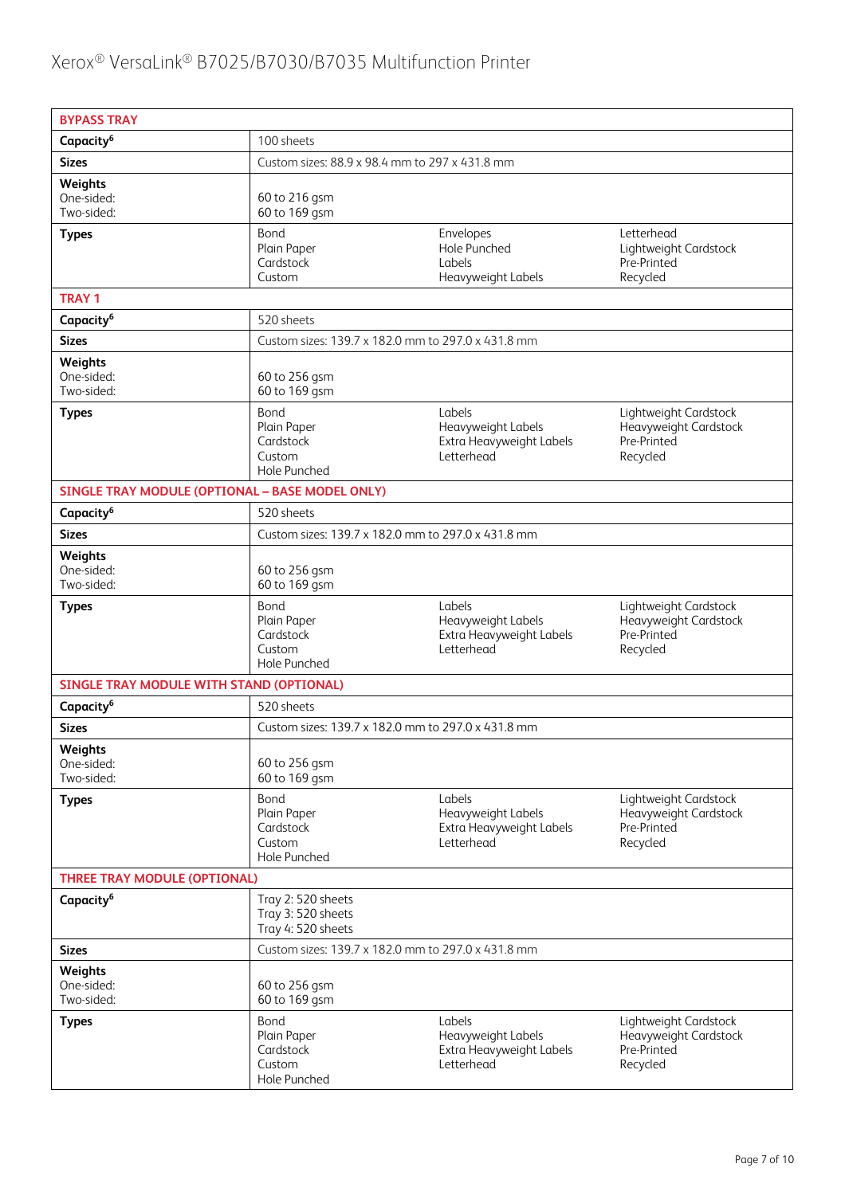| BYPASS TRAY | | | |
|---|---|---|---|
| **Capacity**[6] | 100 sheets | | |
| **Sizes** | Custom sizes: 88.9 x 98.4 mm to 297 x 431.8 mm | | |
| **Weights**<br>One-sided:<br>Two-sided: | 60 to 216 gsm<br>60 to 169 gsm | | |
| **Types** | Bond<br>Plain Paper<br>Cardstock<br>Custom | Envelopes<br>Hole Punched<br>Labels<br>Heavyweight Labels | Letterhead<br>Lightweight Cardstock<br>Pre-Printed<br>Recycled |
| **TRAY 1** | | | |
| **Capacity**[6] | 520 sheets | | |
| **Sizes** | Custom sizes: 139.7 x 182.0 mm to 297.0 x 431.8 mm | | |
| **Weights**<br>One-sided:<br>Two-sided: | 60 to 256 gsm<br>60 to 169 gsm | | |
| **Types** | Bond<br>Plain Paper<br>Cardstock<br>Custom<br>Hole Punched | Labels<br>Heavyweight Labels<br>Extra Heavyweight Labels<br>Letterhead | Lightweight Cardstock<br>Heavyweight Cardstock<br>Pre-Printed<br>Recycled |
| **SINGLE TRAY MODULE (OPTIONAL – BASE MODEL ONLY)** | | | |
| **Capacity**[6] | 520 sheets | | |
| **Sizes** | Custom sizes: 139.7 x 182.0 mm to 297.0 x 431.8 mm | | |
| **Weights**<br>One-sided:<br>Two-sided: | 60 to 256 gsm<br>60 to 169 gsm | | |
| **Types** | Bond<br>Plain Paper<br>Cardstock<br>Custom<br>Hole Punched | Labels<br>Heavyweight Labels<br>Extra Heavyweight Labels<br>Letterhead | Lightweight Cardstock<br>Heavyweight Cardstock<br>Pre-Printed<br>Recycled |
| **SINGLE TRAY MODULE WITH STAND (OPTIONAL)** | | | |
| **Capacity**[6] | 520 sheets | | |
| **Sizes** | Custom sizes: 139.7 x 182.0 mm to 297.0 x 431.8 mm | | |
| **Weights**<br>One-sided:<br>Two-sided: | 60 to 256 gsm<br>60 to 169 gsm | | |
| **Types** | Bond<br>Plain Paper<br>Cardstock<br>Custom<br>Hole Punched | Labels<br>Heavyweight Labels<br>Extra Heavyweight Labels<br>Letterhead | Lightweight Cardstock<br>Heavyweight Cardstock<br>Pre-Printed<br>Recycled |
| **THREE TRAY MODULE (OPTIONAL)** | | | |
| **Capacity**[6] | Tray 2: 520 sheets<br>Tray 3: 520 sheets<br>Tray 4: 520 sheets | | |
| **Sizes** | Custom sizes: 139.7 x 182.0 mm to 297.0 x 431.8 mm | | |
| **Weights**<br>One-sided:<br>Two-sided: | 60 to 256 gsm<br>60 to 169 gsm | | |
| **Types** | Bond<br>Plain Paper<br>Cardstock<br>Custom<br>Hole Punched | Labels<br>Heavyweight Labels<br>Extra Heavyweight Labels<br>Letterhead | Lightweight Cardstock<br>Heavyweight Cardstock<br>Pre-Printed<br>Recycled |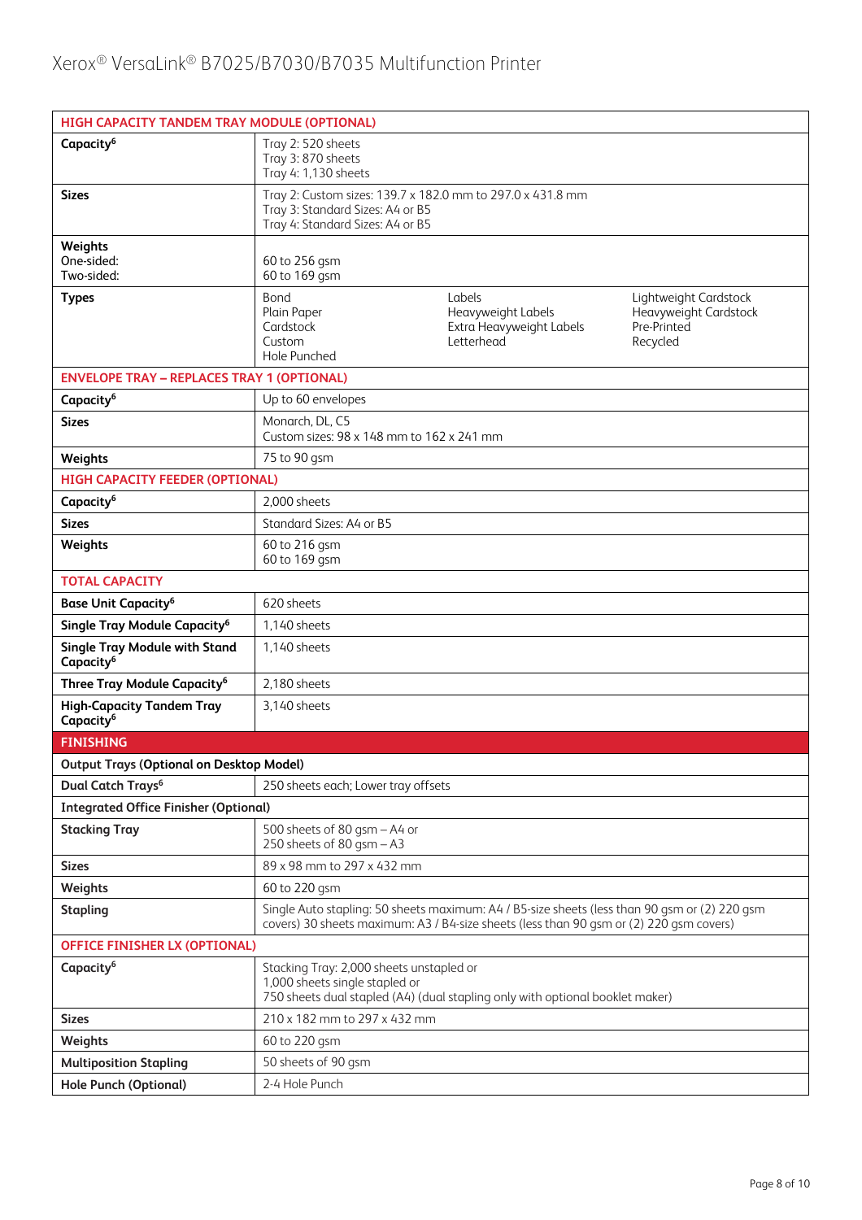| HIGH CAPACITY TANDEM TRAY MODULE (OPTIONAL) | | | |
|---|---|---|---|
| **Capacity**[6] | Tray 2: 520 sheets<br>Tray 3: 870 sheets<br>Tray 4: 1,130 sheets | | |
| **Sizes** | Tray 2: Custom sizes: 139.7 x 182.0 mm to 297.0 x 431.8 mm<br>Tray 3: Standard Sizes: A4 or B5<br>Tray 4: Standard Sizes: A4 or B5 | | |
| **Weights**<br>One-sided:<br>Two-sided: | 60 to 256 gsm<br>60 to 169 gsm | | |
| **Types** | Bond<br>Plain Paper<br>Cardstock<br>Custom<br>Hole Punched | Labels<br>Heavyweight Labels<br>Extra Heavyweight Labels<br>Letterhead | Lightweight Cardstock<br>Heavyweight Cardstock<br>Pre-Printed<br>Recycled |
| **ENVELOPE TRAY – REPLACES TRAY 1 (OPTIONAL)** | | | |
| **Capacity**[6] | Up to 60 envelopes | | |
| **Sizes** | Monarch, DL, C5<br>Custom sizes: 98 x 148 mm to 162 x 241 mm | | |
| **Weights** | 75 to 90 gsm | | |
| **HIGH CAPACITY FEEDER (OPTIONAL)** | | | |
| **Capacity**[6] | 2,000 sheets | | |
| **Sizes** | Standard Sizes: A4 or B5 | | |
| **Weights** | 60 to 216 gsm<br>60 to 169 gsm | | |
| **TOTAL CAPACITY** | | | |
| **Base Unit Capacity**[6] | 620 sheets | | |
| **Single Tray Module Capacity**[6] | 1,140 sheets | | |
| **Single Tray Module with Stand Capacity**[6] | 1,140 sheets | | |
| **Three Tray Module Capacity**[6] | 2,180 sheets | | |
| **High-Capacity Tandem Tray Capacity**[6] | 3,140 sheets | | |
| **FINISHING** | | | |
| **Output Trays (Optional on Desktop Model)** | | | |
| **Dual Catch Trays**[6] | 250 sheets each; Lower tray offsets | | |
| **Integrated Office Finisher (Optional)** | | | |
| **Stacking Tray** | 500 sheets of 80 gsm – A4 or<br>250 sheets of 80 gsm – A3 | | |
| **Sizes** | 89 x 98 mm to 297 x 432 mm | | |
| **Weights** | 60 to 220 gsm | | |
| **Stapling** | Single Auto stapling: 50 sheets maximum: A4 / B5-size sheets (less than 90 gsm or (2) 220 gsm covers) 30 sheets maximum: A3 / B4-size sheets (less than 90 gsm or (2) 220 gsm covers) | | |
| **OFFICE FINISHER LX (OPTIONAL)** | | | |
| **Capacity**[6] | Stacking Tray: 2,000 sheets unstapled or<br>1,000 sheets single stapled or<br>750 sheets dual stapled (A4) (dual stapling only with optional booklet maker) | | |
| **Sizes** | 210 x 182 mm to 297 x 432 mm | | |
| **Weights** | 60 to 220 gsm | | |
| **Multiposition Stapling** | 50 sheets of 90 gsm | | |
| **Hole Punch (Optional)** | 2-4 Hole Punch | | |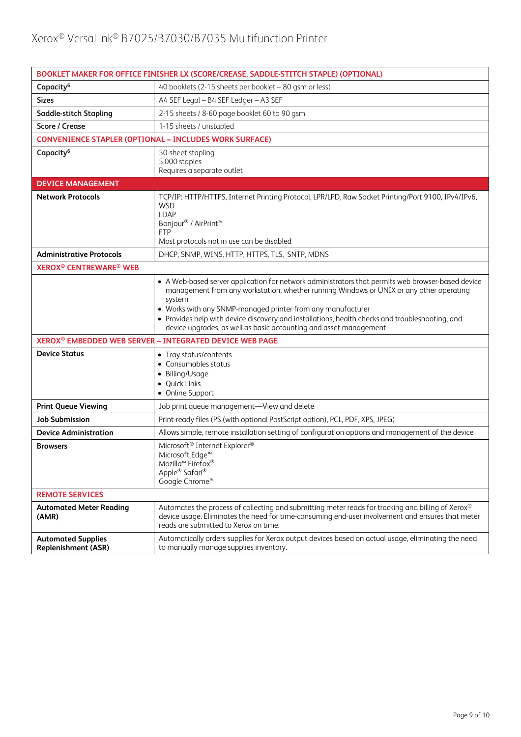| BOOKLET MAKER FOR OFFICE FINISHER LX (SCORE/CREASE, SADDLE-STITCH STAPLE) (OPTIONAL) | |
|---|---|
| **Capacity**[6] | 40 booklets (2-15 sheets per booklet – 80 gsm or less) |
| **Sizes** | A4 SEF Legal – B4 SEF Ledger – A3 SEF |
| **Saddle-stitch Stapling** | 2-15 sheets / 8-60 page booklet 60 to 90 gsm |
| **Score / Crease** | 1-15 sheets / unstapled |
| **CONVENIENCE STAPLER (OPTIONAL – INCLUDES WORK SURFACE)** | |
| **Capacity**[6] | 50-sheet stapling<br>5,000 staples<br>Requires a separate outlet |
| **DEVICE MANAGEMENT** | |
| **Network Protocols** | TCP/IP: HTTP/HTTPS, Internet Printing Protocol, LPR/LPD, Raw Socket Printing/Port 9100, IPv4/IPv6, WSD<br>LDAP<br>Bonjour® / AirPrint™<br>FTP<br>Most protocols not in use can be disabled |
| **Administrative Protocols** | DHCP, SNMP, WINS, HTTP, HTTPS, TLS, SNTP, MDNS |
| **XEROX® CENTREWARE® WEB** | |
| | • A Web-based server application for network administrators that permits web browser-based device management from any workstation, whether running Windows or UNIX or any other operating system<br>• Works with any SNMP-managed printer from any manufacturer<br>• Provides help with device discovery and installations, health checks and troubleshooting, and device upgrades, as well as basic accounting and asset management |
| **XEROX® EMBEDDED WEB SERVER – INTEGRATED DEVICE WEB PAGE** | |
| **Device Status** | • Tray status/contents<br>• Consumables status<br>• Billing/Usage<br>• Quick Links<br>• Online Support |
| **Print Queue Viewing** | Job print queue management—View and delete |
| **Job Submission** | Print-ready files (PS (with optional PostScript option), PCL, PDF, XPS, JPEG) |
| **Device Administration** | Allows simple, remote installation setting of configuration options and management of the device |
| **Browsers** | Microsoft® Internet Explorer®<br>Microsoft Edge™<br>Mozilla™ Firefox®<br>Apple® Safari®<br>Google Chrome™ |
| **REMOTE SERVICES** | |
| **Automated Meter Reading (AMR)** | Automates the process of collecting and submitting meter reads for tracking and billing of Xerox® device usage. Eliminates the need for time-consuming end-user involvement and ensures that meter reads are submitted to Xerox on time. |
| **Automated Supplies Replenishment (ASR)** | Automatically orders supplies for Xerox output devices based on actual usage, eliminating the need to manually manage supplies inventory. |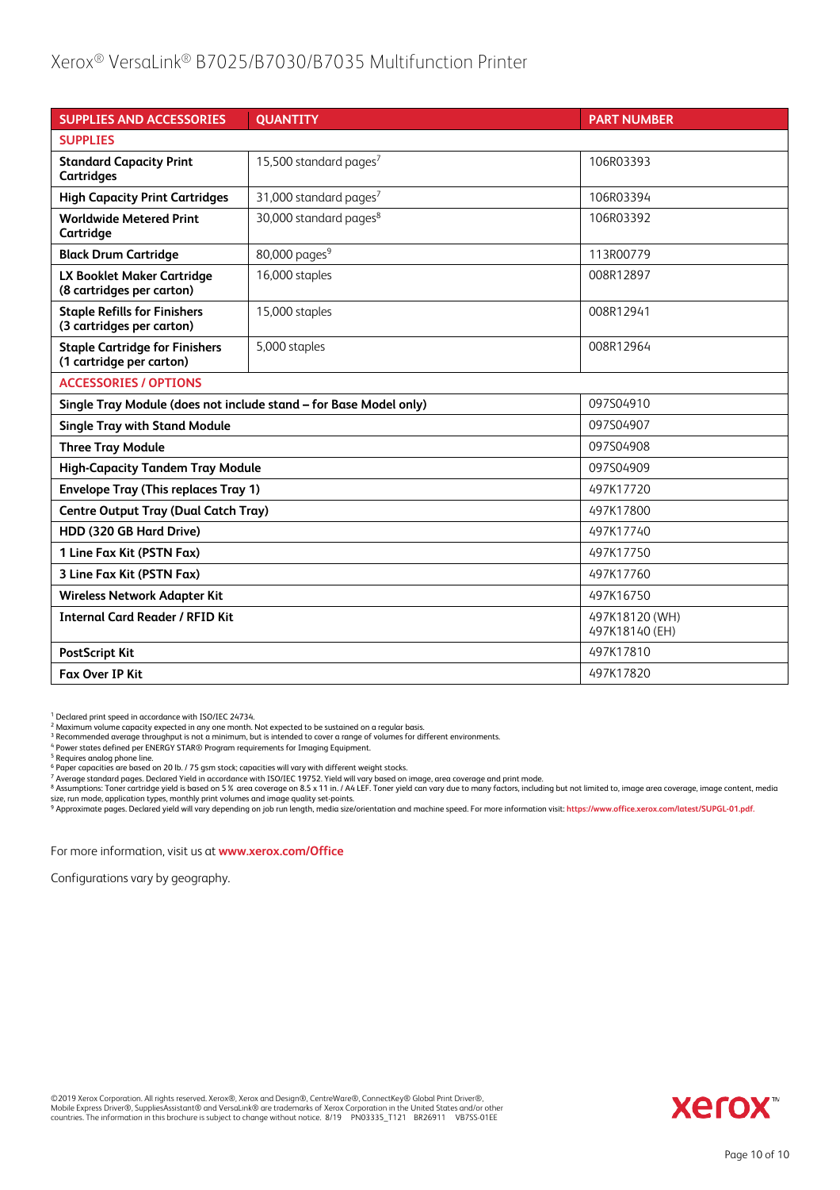| SUPPLIES AND ACCESSORIES | QUANTITY | PART NUMBER |
|---|---|---|
| **SUPPLIES** | | |
| **Standard Capacity Print Cartridges** | 15,500 standard pages[7] | 106R03393 |
| **High Capacity Print Cartridges** | 31,000 standard pages[7] | 106R03394 |
| **Worldwide Metered Print Cartridge** | 30,000 standard pages[8] | 106R03392 |
| **Black Drum Cartridge** | 80,000 pages[9] | 113R00779 |
| **LX Booklet Maker Cartridge (8 cartridges per carton)** | 16,000 staples | 008R12897 |
| **Staple Refills for Finishers (3 cartridges per carton)** | 15,000 staples | 008R12941 |
| **Staple Cartridge for Finishers (1 cartridge per carton)** | 5,000 staples | 008R12964 |
| **ACCESSORIES / OPTIONS** | | |
| **Single Tray Module (does not include stand – for Base Model only)** | | 097S04910 |
| **Single Tray with Stand Module** | | 097S04907 |
| **Three Tray Module** | | 097S04908 |
| **High-Capacity Tandem Tray Module** | | 097S04909 |
| **Envelope Tray (This replaces Tray 1)** | | 497K17720 |
| **Centre Output Tray (Dual Catch Tray)** | | 497K17800 |
| **HDD (320 GB Hard Drive)** | | 497K17740 |
| **1 Line Fax Kit (PSTN Fax)** | | 497K17750 |
| **3 Line Fax Kit (PSTN Fax)** | | 497K17760 |
| **Wireless Network Adapter Kit** | | 497K16750 |
| **Internal Card Reader / RFID Kit** | | 497K18120 (WH)<br>497K18140 (EH) |
| **PostScript Kit** | | 497K17810 |
| **Fax Over IP Kit** | | 497K17820 |

[1] Declared print speed in accordance with ISO/IEC 24734.
[2] Maximum volume capacity expected in any one month. Not expected to be sustained on a regular basis.
[3] Recommended average throughput is not a minimum, but is intended to cover a range of volumes for different environments.
[4] Power states defined per ENERGY STAR® Program requirements for Imaging Equipment.
[5] Requires analog phone line.
[6] Paper capacities are based on 20 lb. / 75 gsm stock; capacities will vary with different weight stocks.
[7] Average standard pages. Declared Yield in accordance with ISO/IEC 19752. Yield will vary based on image, area coverage and print mode.
[8] Assumptions: Toner cartridge yield is based on 5 % area coverage on 8.5 x 11 in. / A4 LEF. Toner yield can vary due to many factors, including but not limited to, image area coverage, image content, media size, run mode, application types, monthly print volumes and image quality set-points.
[9] Approximate pages. Declared yield will vary depending on job run length, media size/orientation and machine speed. For more information visit: **https://www.office.xerox.com/latest/SUPGL-01.pdf**.

For more information, visit us at **www.xerox.com/Office**

Configurations vary by geography.

©2019 Xerox Corporation. All rights reserved. Xerox®, Xerox and Design®, CentreWare®, ConnectKey® Global Print Driver®, Mobile Express Driver®, SuppliesAssistant® and VersaLink® are trademarks of Xerox Corporation in the United States and/or other countries. The information in this brochure is subject to change without notice. 8/19 PN03335_T121 BR26911 VB7SS-01EE